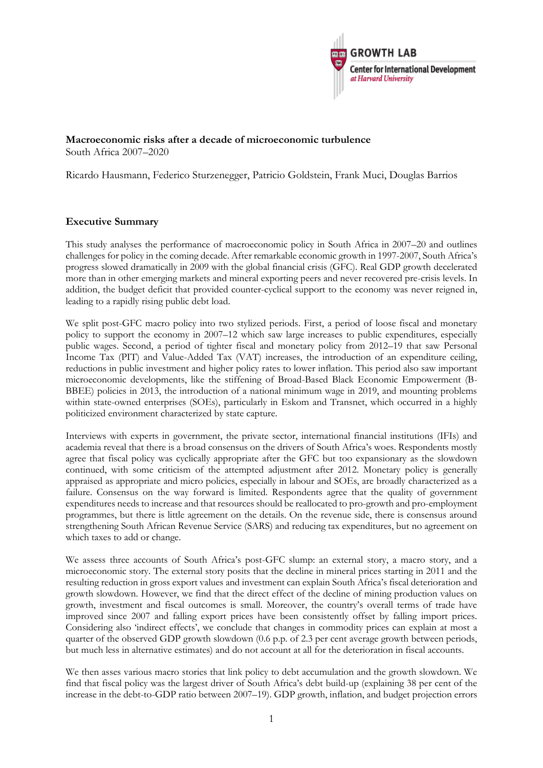GROWTH LAB
Center for International Development
*at Harvard University*

**Macroeconomic risks after a decade of microeconomic turbulence**
South Africa 2007–2020

Ricardo Hausmann, Federico Sturzenegger, Patricio Goldstein, Frank Muci, Douglas Barrios

## Executive Summary

This study analyses the performance of macroeconomic policy in South Africa in 2007–20 and outlines challenges for policy in the coming decade. After remarkable economic growth in 1997-2007, South Africa's progress slowed dramatically in 2009 with the global financial crisis (GFC). Real GDP growth decelerated more than in other emerging markets and mineral exporting peers and never recovered pre-crisis levels. In addition, the budget deficit that provided counter-cyclical support to the economy was never reigned in, leading to a rapidly rising public debt load.

We split post-GFC macro policy into two stylized periods. First, a period of loose fiscal and monetary policy to support the economy in 2007–12 which saw large increases to public expenditures, especially public wages. Second, a period of tighter fiscal and monetary policy from 2012–19 that saw Personal Income Tax (PIT) and Value-Added Tax (VAT) increases, the introduction of an expenditure ceiling, reductions in public investment and higher policy rates to lower inflation. This period also saw important microeconomic developments, like the stiffening of Broad-Based Black Economic Empowerment (B-BBEE) policies in 2013, the introduction of a national minimum wage in 2019, and mounting problems within state-owned enterprises (SOEs), particularly in Eskom and Transnet, which occurred in a highly politicized environment characterized by state capture.

Interviews with experts in government, the private sector, international financial institutions (IFIs) and academia reveal that there is a broad consensus on the drivers of South Africa's woes. Respondents mostly agree that fiscal policy was cyclically appropriate after the GFC but too expansionary as the slowdown continued, with some criticism of the attempted adjustment after 2012. Monetary policy is generally appraised as appropriate and micro policies, especially in labour and SOEs, are broadly characterized as a failure. Consensus on the way forward is limited. Respondents agree that the quality of government expenditures needs to increase and that resources should be reallocated to pro-growth and pro-employment programmes, but there is little agreement on the details. On the revenue side, there is consensus around strengthening South African Revenue Service (SARS) and reducing tax expenditures, but no agreement on which taxes to add or change.

We assess three accounts of South Africa's post-GFC slump: an external story, a macro story, and a microeconomic story. The external story posits that the decline in mineral prices starting in 2011 and the resulting reduction in gross export values and investment can explain South Africa's fiscal deterioration and growth slowdown. However, we find that the direct effect of the decline of mining production values on growth, investment and fiscal outcomes is small. Moreover, the country's overall terms of trade have improved since 2007 and falling export prices have been consistently offset by falling import prices. Considering also 'indirect effects', we conclude that changes in commodity prices can explain at most a quarter of the observed GDP growth slowdown (0.6 p.p. of 2.3 per cent average growth between periods, but much less in alternative estimates) and do not account at all for the deterioration in fiscal accounts.

We then asses various macro stories that link policy to debt accumulation and the growth slowdown. We find that fiscal policy was the largest driver of South Africa's debt build-up (explaining 38 per cent of the increase in the debt-to-GDP ratio between 2007–19). GDP growth, inflation, and budget projection errors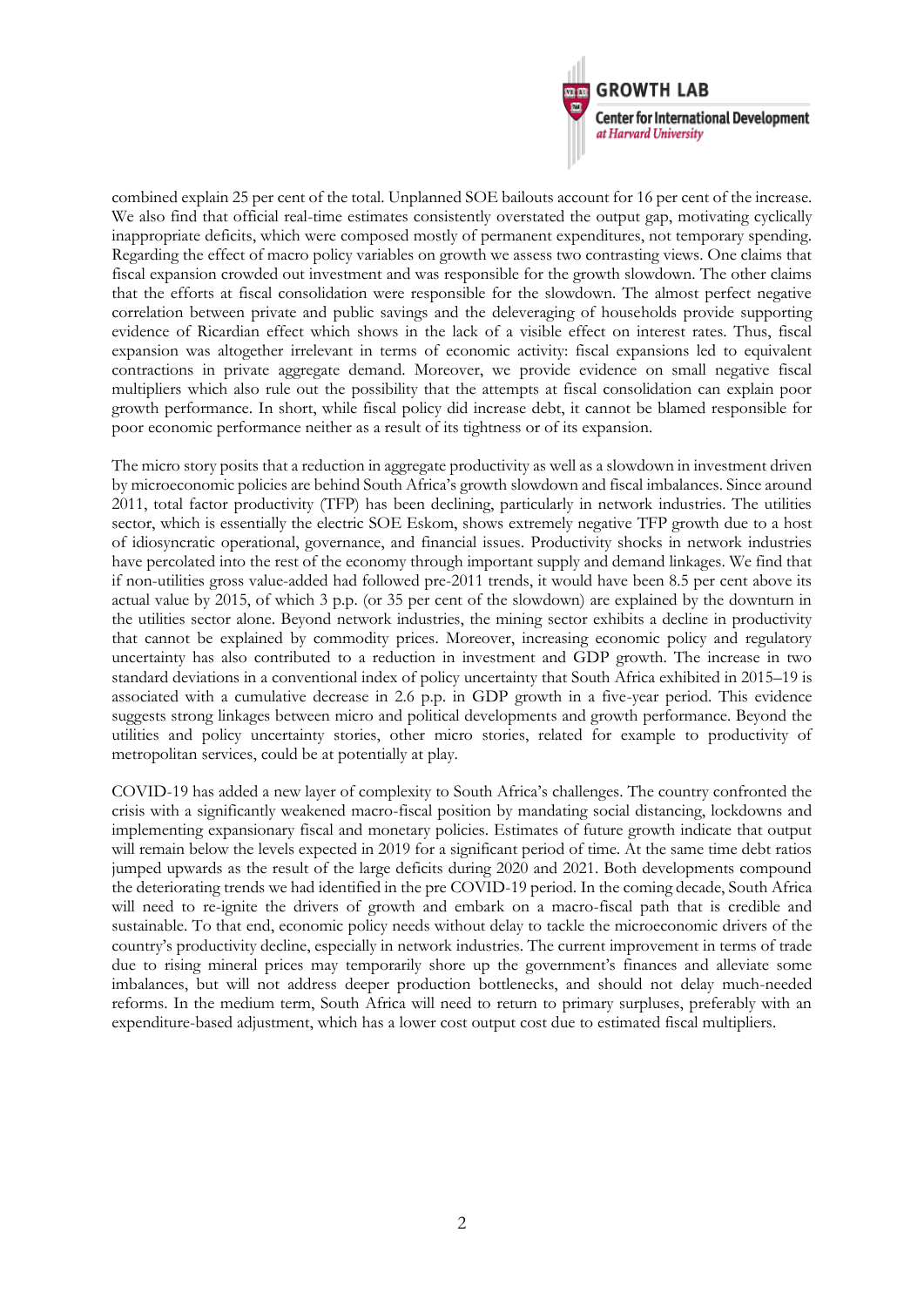combined explain 25 per cent of the total. Unplanned SOE bailouts account for 16 per cent of the increase. We also find that official real-time estimates consistently overstated the output gap, motivating cyclically inappropriate deficits, which were composed mostly of permanent expenditures, not temporary spending. Regarding the effect of macro policy variables on growth we assess two contrasting views. One claims that fiscal expansion crowded out investment and was responsible for the growth slowdown. The other claims that the efforts at fiscal consolidation were responsible for the slowdown. The almost perfect negative correlation between private and public savings and the deleveraging of households provide supporting evidence of Ricardian effect which shows in the lack of a visible effect on interest rates. Thus, fiscal expansion was altogether irrelevant in terms of economic activity: fiscal expansions led to equivalent contractions in private aggregate demand. Moreover, we provide evidence on small negative fiscal multipliers which also rule out the possibility that the attempts at fiscal consolidation can explain poor growth performance. In short, while fiscal policy did increase debt, it cannot be blamed responsible for poor economic performance neither as a result of its tightness or of its expansion.

The micro story posits that a reduction in aggregate productivity as well as a slowdown in investment driven by microeconomic policies are behind South Africa's growth slowdown and fiscal imbalances. Since around 2011, total factor productivity (TFP) has been declining, particularly in network industries. The utilities sector, which is essentially the electric SOE Eskom, shows extremely negative TFP growth due to a host of idiosyncratic operational, governance, and financial issues. Productivity shocks in network industries have percolated into the rest of the economy through important supply and demand linkages. We find that if non-utilities gross value-added had followed pre-2011 trends, it would have been 8.5 per cent above its actual value by 2015, of which 3 p.p. (or 35 per cent of the slowdown) are explained by the downturn in the utilities sector alone. Beyond network industries, the mining sector exhibits a decline in productivity that cannot be explained by commodity prices. Moreover, increasing economic policy and regulatory uncertainty has also contributed to a reduction in investment and GDP growth. The increase in two standard deviations in a conventional index of policy uncertainty that South Africa exhibited in 2015–19 is associated with a cumulative decrease in 2.6 p.p. in GDP growth in a five-year period. This evidence suggests strong linkages between micro and political developments and growth performance. Beyond the utilities and policy uncertainty stories, other micro stories, related for example to productivity of metropolitan services, could be at potentially at play.

COVID-19 has added a new layer of complexity to South Africa's challenges. The country confronted the crisis with a significantly weakened macro-fiscal position by mandating social distancing, lockdowns and implementing expansionary fiscal and monetary policies. Estimates of future growth indicate that output will remain below the levels expected in 2019 for a significant period of time. At the same time debt ratios jumped upwards as the result of the large deficits during 2020 and 2021. Both developments compound the deteriorating trends we had identified in the pre COVID-19 period. In the coming decade, South Africa will need to re-ignite the drivers of growth and embark on a macro-fiscal path that is credible and sustainable. To that end, economic policy needs without delay to tackle the microeconomic drivers of the country's productivity decline, especially in network industries. The current improvement in terms of trade due to rising mineral prices may temporarily shore up the government's finances and alleviate some imbalances, but will not address deeper production bottlenecks, and should not delay much-needed reforms. In the medium term, South Africa will need to return to primary surpluses, preferably with an expenditure-based adjustment, which has a lower cost output cost due to estimated fiscal multipliers.